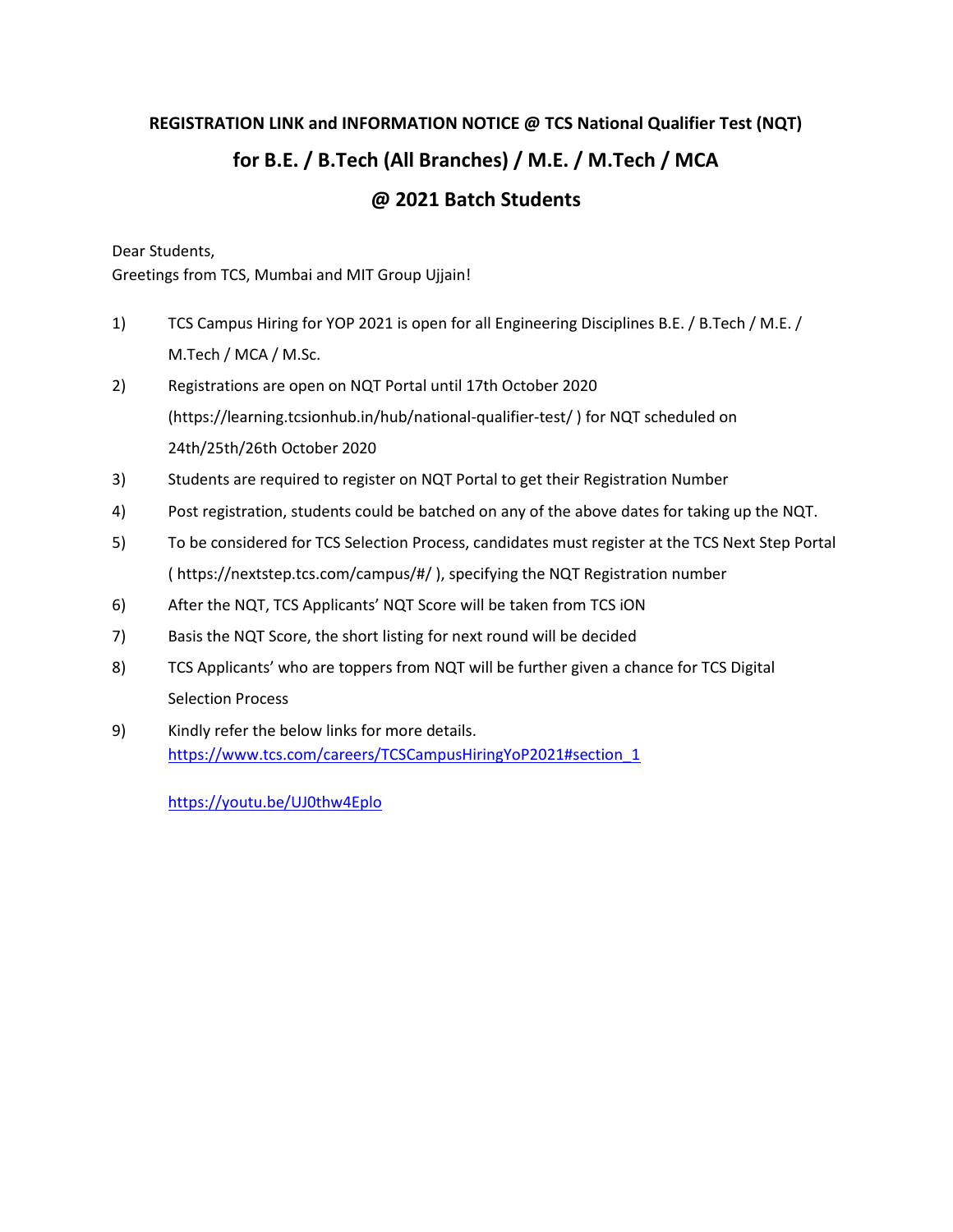**REGISTRATION LINK and INFORMATION NOTICE @ TCS National Qualifier Test (NQT)**

## for B.E. / B.Tech (All Branches) / M.E. / M.Tech / MCA

## @ 2021 Batch Students

Dear Students,
Greetings from TCS, Mumbai and MIT Group Ujjain!

1) TCS Campus Hiring for YOP 2021 is open for all Engineering Disciplines B.E. / B.Tech / M.E. / M.Tech / MCA / M.Sc.
2) Registrations are open on NQT Portal until 17th October 2020 (https://learning.tcsionhub.in/hub/national-qualifier-test/ ) for NQT scheduled on 24th/25th/26th October 2020
3) Students are required to register on NQT Portal to get their Registration Number
4) Post registration, students could be batched on any of the above dates for taking up the NQT.
5) To be considered for TCS Selection Process, candidates must register at the TCS Next Step Portal ( https://nextstep.tcs.com/campus/#/ ), specifying the NQT Registration number
6) After the NQT, TCS Applicants' NQT Score will be taken from TCS iON
7) Basis the NQT Score, the short listing for next round will be decided
8) TCS Applicants' who are toppers from NQT will be further given a chance for TCS Digital Selection Process
9) Kindly refer the below links for more details.
   https://www.tcs.com/careers/TCSCampusHiringYoP2021#section_1

   https://youtu.be/UJ0thw4Eplo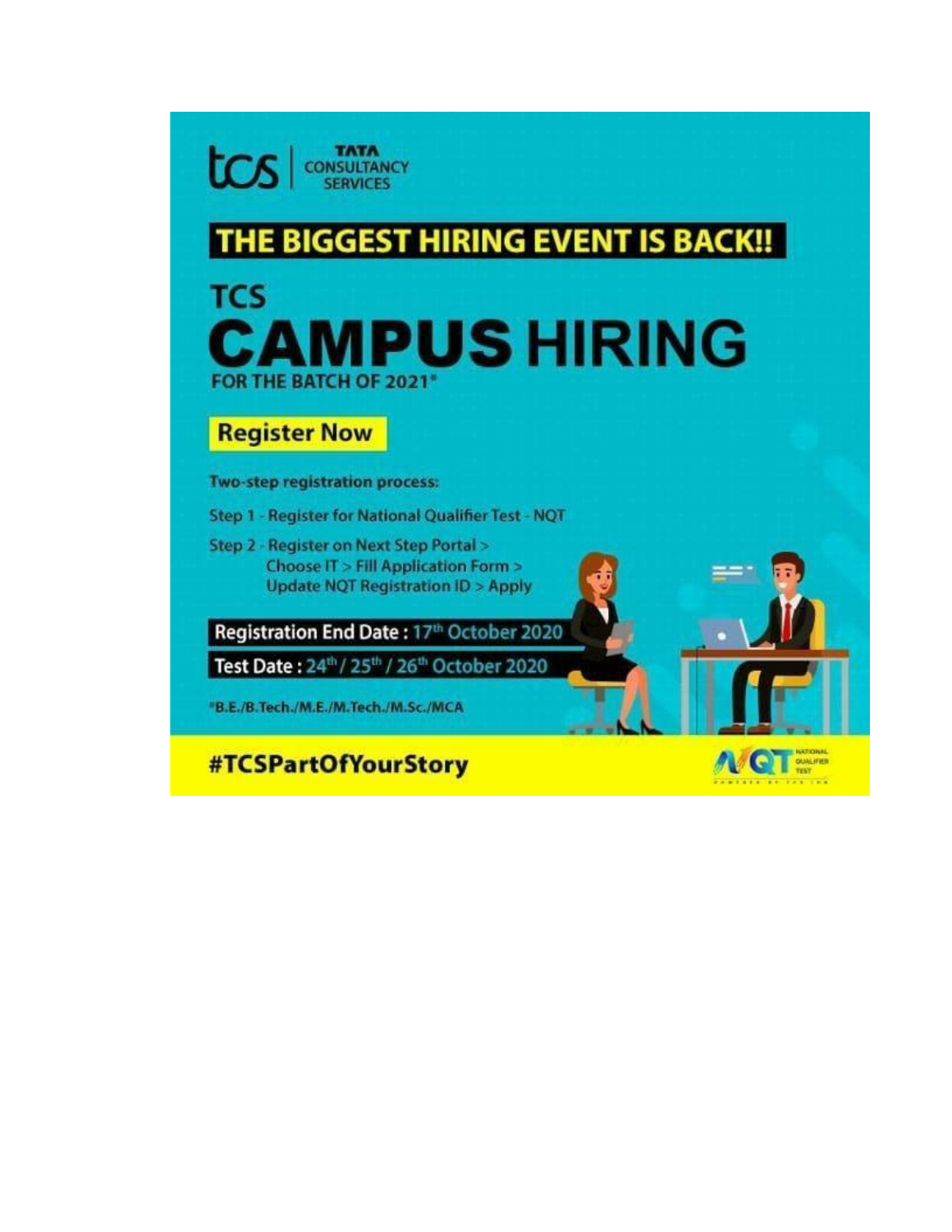TCS | TATA CONSULTANCY SERVICES

# THE BIGGEST HIRING EVENT IS BACK!!

## TCS CAMPUS HIRING

FOR THE BATCH OF 2021*

**Register Now**

**Two-step registration process:**

Step 1 - Register for National Qualifier Test - NQT

Step 2 - Register on Next Step Portal > Choose IT > Fill Application Form > Update NQT Registration ID > Apply

**Registration End Date :** 17th October 2020

**Test Date :** 24th / 25th / 26th October 2020

*B.E./B.Tech./M.E./M.Tech./M.Sc./MCA

**#TCSPartOfYourStory**

NQT NATIONAL QUALIFIER TEST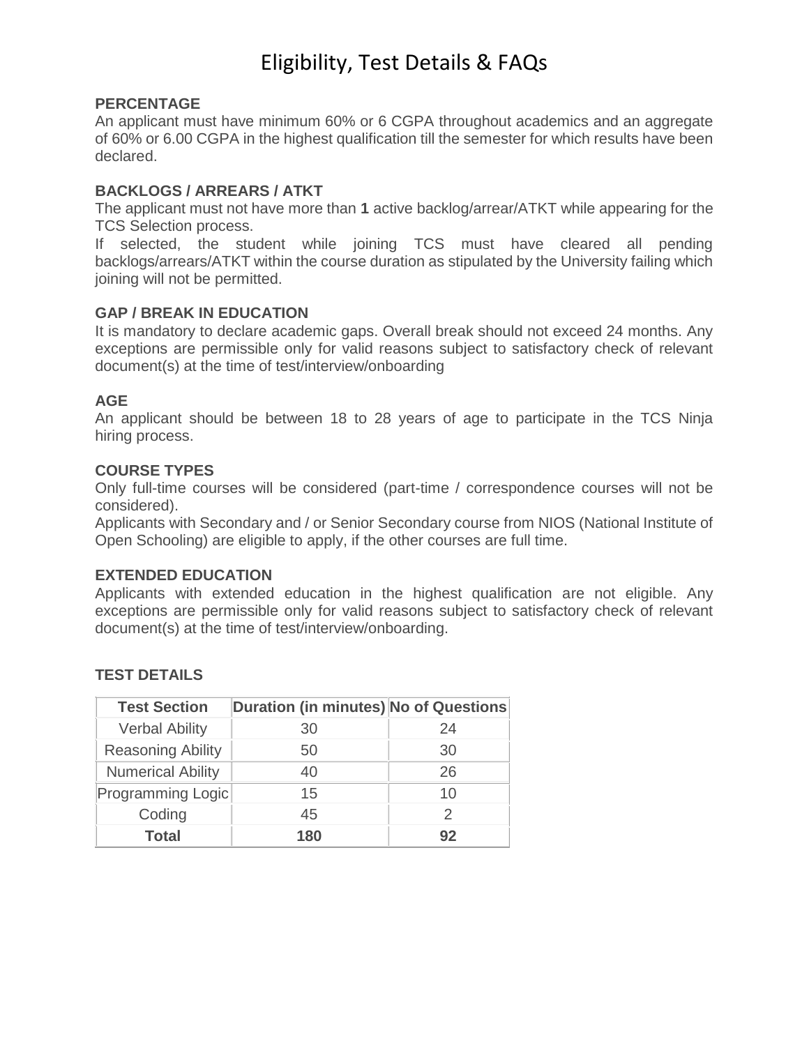# Eligibility, Test Details & FAQs

**PERCENTAGE**

An applicant must have minimum 60% or 6 CGPA throughout academics and an aggregate of 60% or 6.00 CGPA in the highest qualification till the semester for which results have been declared.

**BACKLOGS / ARREARS / ATKT**

The applicant must not have more than **1** active backlog/arrear/ATKT while appearing for the TCS Selection process.

If selected, the student while joining TCS must have cleared all pending backlogs/arrears/ATKT within the course duration as stipulated by the University failing which joining will not be permitted.

**GAP / BREAK IN EDUCATION**

It is mandatory to declare academic gaps. Overall break should not exceed 24 months. Any exceptions are permissible only for valid reasons subject to satisfactory check of relevant document(s) at the time of test/interview/onboarding

**AGE**

An applicant should be between 18 to 28 years of age to participate in the TCS Ninja hiring process.

**COURSE TYPES**

Only full-time courses will be considered (part-time / correspondence courses will not be considered).

Applicants with Secondary and / or Senior Secondary course from NIOS (National Institute of Open Schooling) are eligible to apply, if the other courses are full time.

**EXTENDED EDUCATION**

Applicants with extended education in the highest qualification are not eligible. Any exceptions are permissible only for valid reasons subject to satisfactory check of relevant document(s) at the time of test/interview/onboarding.

**TEST DETAILS**

| Test Section | Duration (in minutes) | No of Questions |
|---|---|---|
| Verbal Ability | 30 | 24 |
| Reasoning Ability | 50 | 30 |
| Numerical Ability | 40 | 26 |
| Programming Logic | 15 | 10 |
| Coding | 45 | 2 |
| **Total** | **180** | **92** |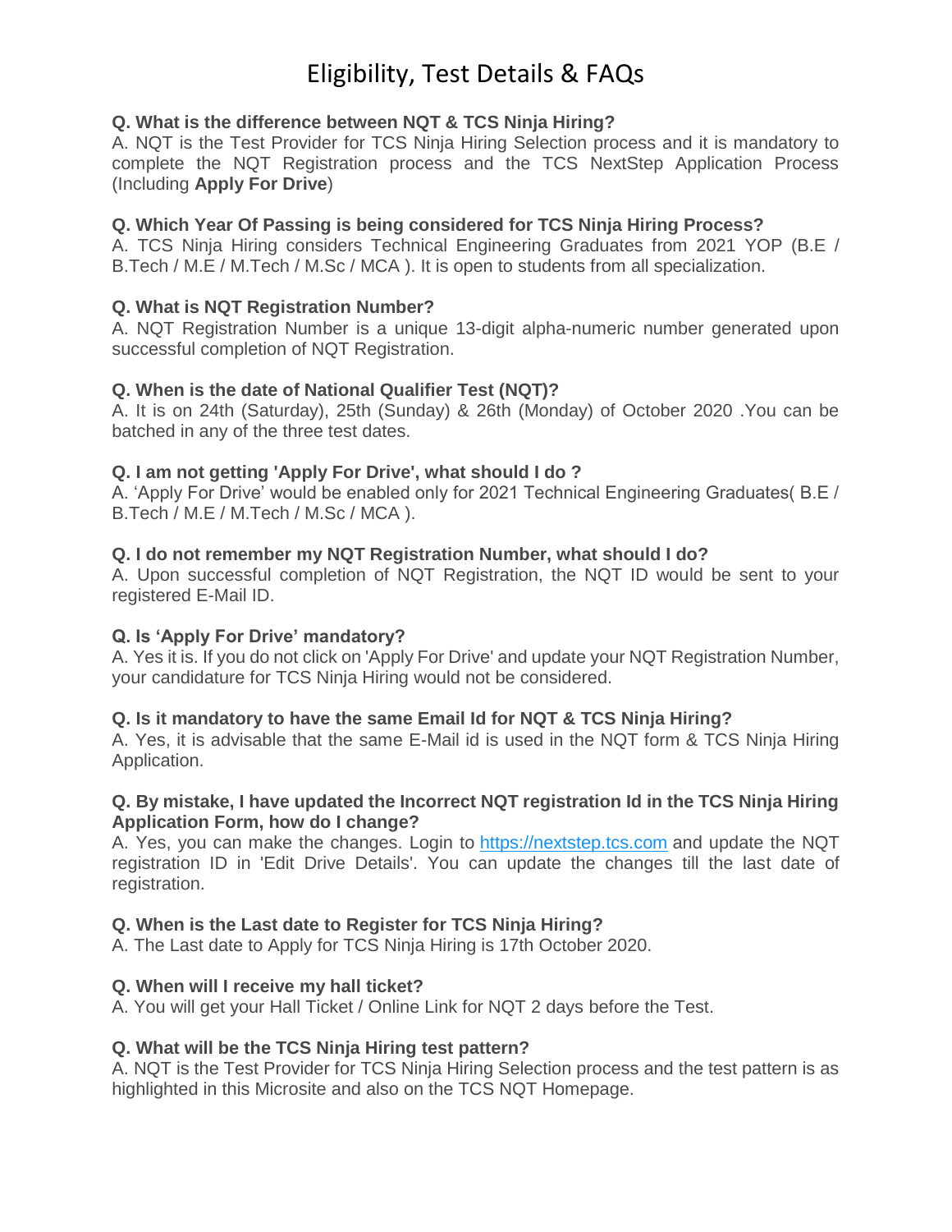# Eligibility, Test Details & FAQs

**Q. What is the difference between NQT & TCS Ninja Hiring?**
A. NQT is the Test Provider for TCS Ninja Hiring Selection process and it is mandatory to complete the NQT Registration process and the TCS NextStep Application Process (Including **Apply For Drive**)

**Q. Which Year Of Passing is being considered for TCS Ninja Hiring Process?**
A. TCS Ninja Hiring considers Technical Engineering Graduates from 2021 YOP (B.E / B.Tech / M.E / M.Tech / M.Sc / MCA ). It is open to students from all specialization.

**Q. What is NQT Registration Number?**
A. NQT Registration Number is a unique 13-digit alpha-numeric number generated upon successful completion of NQT Registration.

**Q. When is the date of National Qualifier Test (NQT)?**
A. It is on 24th (Saturday), 25th (Sunday) & 26th (Monday) of October 2020 .You can be batched in any of the three test dates.

**Q. I am not getting 'Apply For Drive', what should I do ?**
A. 'Apply For Drive' would be enabled only for 2021 Technical Engineering Graduates( B.E / B.Tech / M.E / M.Tech / M.Sc / MCA ).

**Q. I do not remember my NQT Registration Number, what should I do?**
A. Upon successful completion of NQT Registration, the NQT ID would be sent to your registered E-Mail ID.

**Q. Is 'Apply For Drive' mandatory?**
A. Yes it is. If you do not click on 'Apply For Drive' and update your NQT Registration Number, your candidature for TCS Ninja Hiring would not be considered.

**Q. Is it mandatory to have the same Email Id for NQT & TCS Ninja Hiring?**
A. Yes, it is advisable that the same E-Mail id is used in the NQT form & TCS Ninja Hiring Application.

**Q. By mistake, I have updated the Incorrect NQT registration Id in the TCS Ninja Hiring Application Form, how do I change?**
A. Yes, you can make the changes. Login to [https://nextstep.tcs.com](https://nextstep.tcs.com) and update the NQT registration ID in 'Edit Drive Details'. You can update the changes till the last date of registration.

**Q. When is the Last date to Register for TCS Ninja Hiring?**
A. The Last date to Apply for TCS Ninja Hiring is 17th October 2020.

**Q. When will I receive my hall ticket?**
A. You will get your Hall Ticket / Online Link for NQT 2 days before the Test.

**Q. What will be the TCS Ninja Hiring test pattern?**
A. NQT is the Test Provider for TCS Ninja Hiring Selection process and the test pattern is as highlighted in this Microsite and also on the TCS NQT Homepage.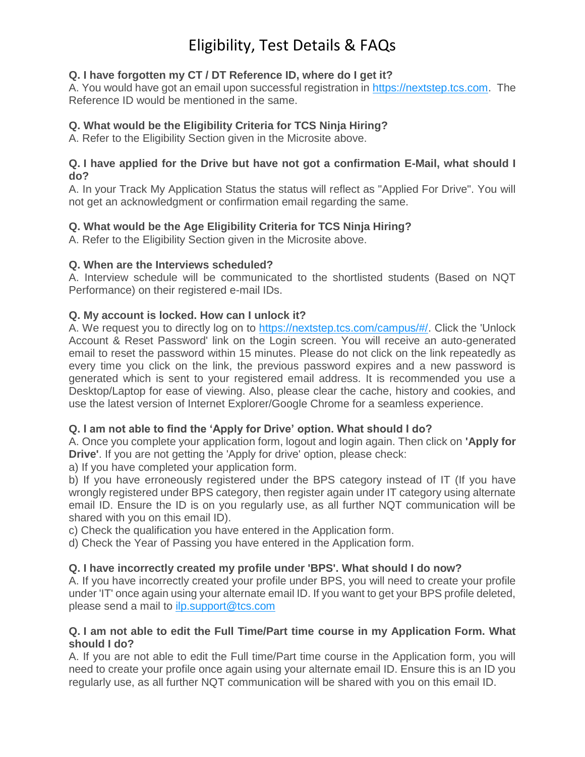# Eligibility, Test Details & FAQs

**Q. I have forgotten my CT / DT Reference ID, where do I get it?**
A. You would have got an email upon successful registration in [https://nextstep.tcs.com](https://nextstep.tcs.com). The Reference ID would be mentioned in the same.

**Q. What would be the Eligibility Criteria for TCS Ninja Hiring?**
A. Refer to the Eligibility Section given in the Microsite above.

**Q. I have applied for the Drive but have not got a confirmation E-Mail, what should I do?**
A. In your Track My Application Status the status will reflect as "Applied For Drive". You will not get an acknowledgment or confirmation email regarding the same.

**Q. What would be the Age Eligibility Criteria for TCS Ninja Hiring?**
A. Refer to the Eligibility Section given in the Microsite above.

**Q. When are the Interviews scheduled?**
A. Interview schedule will be communicated to the shortlisted students (Based on NQT Performance) on their registered e-mail IDs.

**Q. My account is locked. How can I unlock it?**
A. We request you to directly log on to [https://nextstep.tcs.com/campus/#/](https://nextstep.tcs.com/campus/#/). Click the 'Unlock Account & Reset Password' link on the Login screen. You will receive an auto-generated email to reset the password within 15 minutes. Please do not click on the link repeatedly as every time you click on the link, the previous password expires and a new password is generated which is sent to your registered email address. It is recommended you use a Desktop/Laptop for ease of viewing. Also, please clear the cache, history and cookies, and use the latest version of Internet Explorer/Google Chrome for a seamless experience.

**Q. I am not able to find the 'Apply for Drive' option. What should I do?**
A. Once you complete your application form, logout and login again. Then click on **'Apply for Drive'**. If you are not getting the 'Apply for drive' option, please check:
a) If you have completed your application form.
b) If you have erroneously registered under the BPS category instead of IT (If you have wrongly registered under BPS category, then register again under IT category using alternate email ID. Ensure the ID is on you regularly use, as all further NQT communication will be shared with you on this email ID).
c) Check the qualification you have entered in the Application form.
d) Check the Year of Passing you have entered in the Application form.

**Q. I have incorrectly created my profile under 'BPS'. What should I do now?**
A. If you have incorrectly created your profile under BPS, you will need to create your profile under 'IT' once again using your alternate email ID. If you want to get your BPS profile deleted, please send a mail to [ilp.support@tcs.com](mailto:ilp.support@tcs.com)

**Q. I am not able to edit the Full Time/Part time course in my Application Form. What should I do?**
A. If you are not able to edit the Full time/Part time course in the Application form, you will need to create your profile once again using your alternate email ID. Ensure this is an ID you regularly use, as all further NQT communication will be shared with you on this email ID.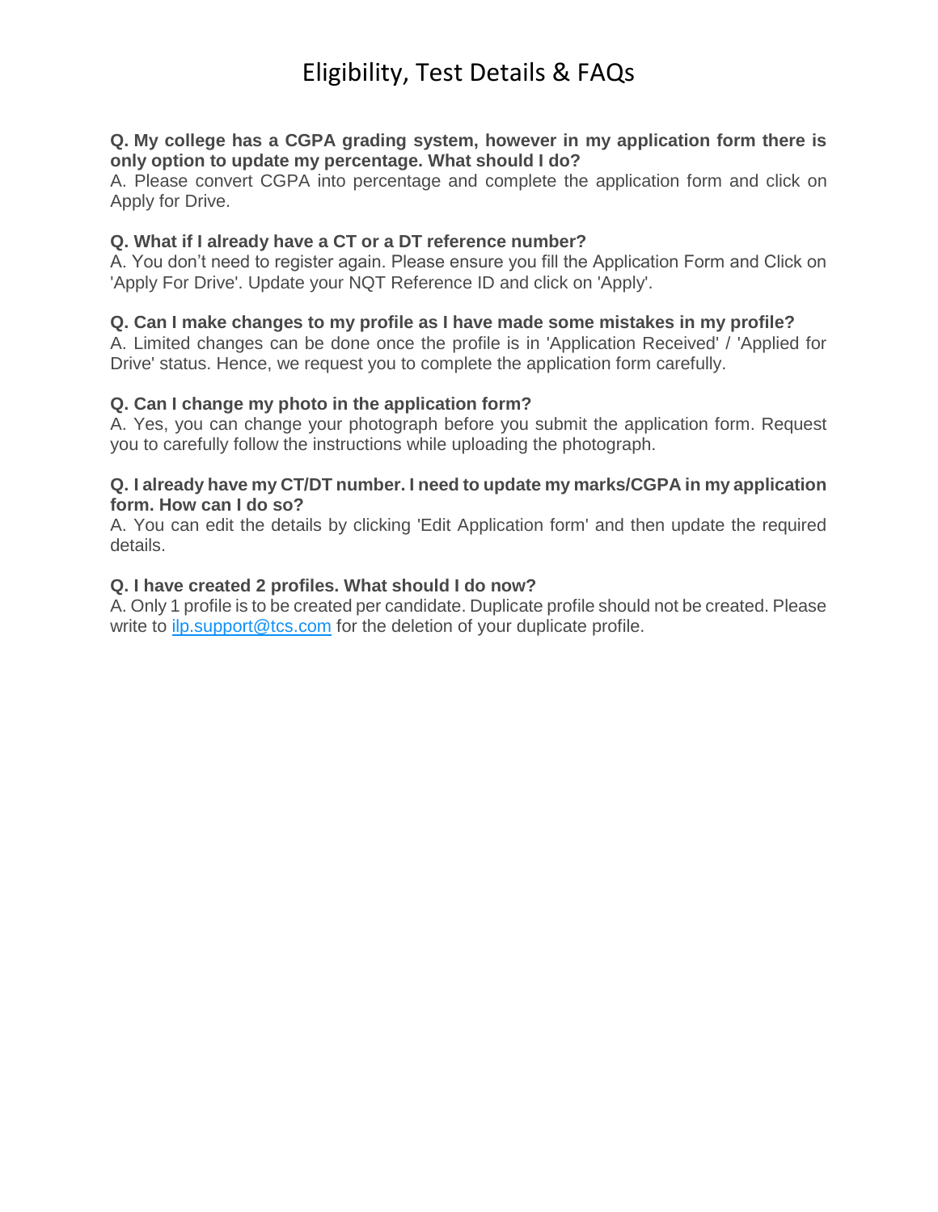# Eligibility, Test Details & FAQs

**Q. My college has a CGPA grading system, however in my application form there is only option to update my percentage. What should I do?**
A. Please convert CGPA into percentage and complete the application form and click on Apply for Drive.

**Q. What if I already have a CT or a DT reference number?**
A. You don't need to register again. Please ensure you fill the Application Form and Click on 'Apply For Drive'. Update your NQT Reference ID and click on 'Apply'.

**Q. Can I make changes to my profile as I have made some mistakes in my profile?**
A. Limited changes can be done once the profile is in 'Application Received' / 'Applied for Drive' status. Hence, we request you to complete the application form carefully.

**Q. Can I change my photo in the application form?**
A. Yes, you can change your photograph before you submit the application form. Request you to carefully follow the instructions while uploading the photograph.

**Q. I already have my CT/DT number. I need to update my marks/CGPA in my application form. How can I do so?**
A. You can edit the details by clicking 'Edit Application form' and then update the required details.

**Q. I have created 2 profiles. What should I do now?**
A. Only 1 profile is to be created per candidate. Duplicate profile should not be created. Please write to ilp.support@tcs.com for the deletion of your duplicate profile.